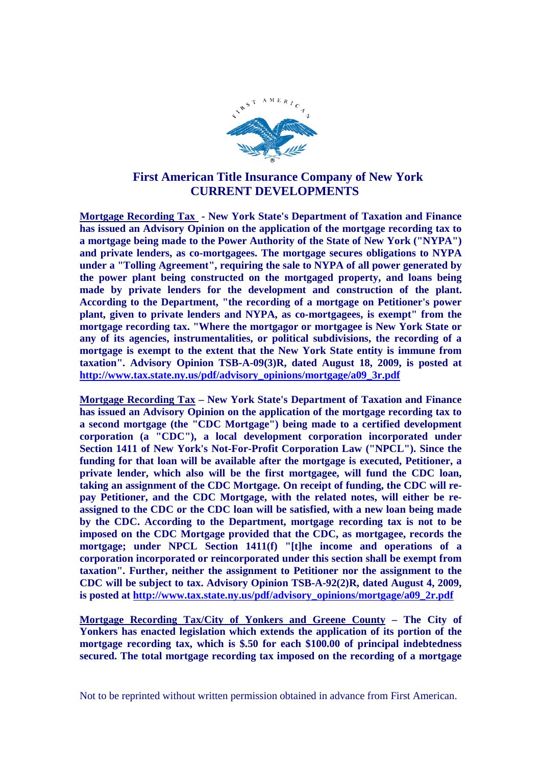# First American Title Insurance Company of New York
## CURRENT DEVELOPMENTS

**Mortgage Recording Tax - New York State's Department of Taxation and Finance has issued an Advisory Opinion on the application of the mortgage recording tax to a mortgage being made to the Power Authority of the State of New York ("NYPA") and private lenders, as co-mortgagees. The mortgage secures obligations to NYPA under a "Tolling Agreement", requiring the sale to NYPA of all power generated by the power plant being constructed on the mortgaged property, and loans being made by private lenders for the development and construction of the plant. According to the Department, "the recording of a mortgage on Petitioner's power plant, given to private lenders and NYPA, as co-mortgagees, is exempt" from the mortgage recording tax. "Where the mortgagor or mortgagee is New York State or any of its agencies, instrumentalities, or political subdivisions, the recording of a mortgage is exempt to the extent that the New York State entity is immune from taxation". Advisory Opinion TSB-A-09(3)R, dated August 18, 2009, is posted at http://www.tax.state.ny.us/pdf/advisory_opinions/mortgage/a09_3r.pdf**

**Mortgage Recording Tax – New York State's Department of Taxation and Finance has issued an Advisory Opinion on the application of the mortgage recording tax to a second mortgage (the "CDC Mortgage") being made to a certified development corporation (a "CDC"), a local development corporation incorporated under Section 1411 of New York's Not-For-Profit Corporation Law ("NPCL"). Since the funding for that loan will be available after the mortgage is executed, Petitioner, a private lender, which also will be the first mortgagee, will fund the CDC loan, taking an assignment of the CDC Mortgage. On receipt of funding, the CDC will re-pay Petitioner, and the CDC Mortgage, with the related notes, will either be re-assigned to the CDC or the CDC loan will be satisfied, with a new loan being made by the CDC. According to the Department, mortgage recording tax is not to be imposed on the CDC Mortgage provided that the CDC, as mortgagee, records the mortgage; under NPCL Section 1411(f) "[t]he income and operations of a corporation incorporated or reincorporated under this section shall be exempt from taxation". Further, neither the assignment to Petitioner nor the assignment to the CDC will be subject to tax. Advisory Opinion TSB-A-92(2)R, dated August 4, 2009, is posted at http://www.tax.state.ny.us/pdf/advisory_opinions/mortgage/a09_2r.pdf**

**Mortgage Recording Tax/City of Yonkers and Greene County – The City of Yonkers has enacted legislation which extends the application of its portion of the mortgage recording tax, which is $.50 for each $100.00 of principal indebtedness secured. The total mortgage recording tax imposed on the recording of a mortgage**

Not to be reprinted without written permission obtained in advance from First American.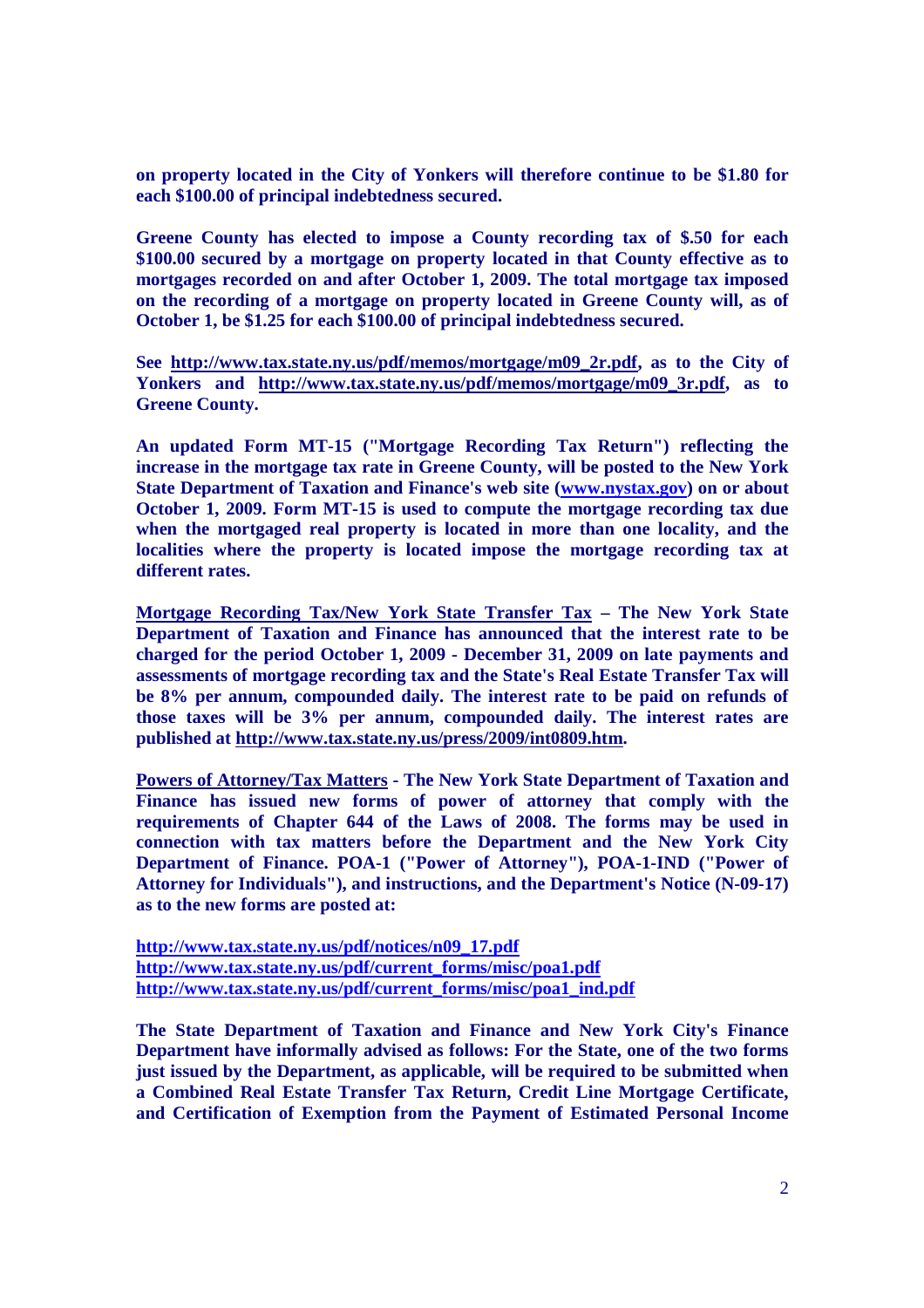**on property located in the City of Yonkers will therefore continue to be $1.80 for each $100.00 of principal indebtedness secured.**

**Greene County has elected to impose a County recording tax of $.50 for each $100.00 secured by a mortgage on property located in that County effective as to mortgages recorded on and after October 1, 2009. The total mortgage tax imposed on the recording of a mortgage on property located in Greene County will, as of October 1, be $1.25 for each $100.00 of principal indebtedness secured.**

**See [http://www.tax.state.ny.us/pdf/memos/mortgage/m09_2r.pdf](http://www.tax.state.ny.us/pdf/memos/mortgage/m09_2r.pdf), as to the City of Yonkers and [http://www.tax.state.ny.us/pdf/memos/mortgage/m09_3r.pdf](http://www.tax.state.ny.us/pdf/memos/mortgage/m09_3r.pdf), as to Greene County.**

**An updated Form MT-15 ("Mortgage Recording Tax Return") reflecting the increase in the mortgage tax rate in Greene County, will be posted to the New York State Department of Taxation and Finance's web site ([www.nystax.gov](http://www.nystax.gov)) on or about October 1, 2009. Form MT-15 is used to compute the mortgage recording tax due when the mortgaged real property is located in more than one locality, and the localities where the property is located impose the mortgage recording tax at different rates.**

**<u>Mortgage Recording Tax/New York State Transfer Tax</u> – The New York State Department of Taxation and Finance has announced that the interest rate to be charged for the period October 1, 2009 - December 31, 2009 on late payments and assessments of mortgage recording tax and the State's Real Estate Transfer Tax will be 8% per annum, compounded daily. The interest rate to be paid on refunds of those taxes will be 3% per annum, compounded daily. The interest rates are published at [http://www.tax.state.ny.us/press/2009/int0809.htm](http://www.tax.state.ny.us/press/2009/int0809.htm).**

**<u>Powers of Attorney/Tax Matters</u> - The New York State Department of Taxation and Finance has issued new forms of power of attorney that comply with the requirements of Chapter 644 of the Laws of 2008. The forms may be used in connection with tax matters before the Department and the New York City Department of Finance. POA-1 ("Power of Attorney"), POA-1-IND ("Power of Attorney for Individuals"), and instructions, and the Department's Notice (N-09-17) as to the new forms are posted at:**

**[http://www.tax.state.ny.us/pdf/notices/n09_17.pdf](http://www.tax.state.ny.us/pdf/notices/n09_17.pdf)**
**[http://www.tax.state.ny.us/pdf/current_forms/misc/poa1.pdf](http://www.tax.state.ny.us/pdf/current_forms/misc/poa1.pdf)**
**[http://www.tax.state.ny.us/pdf/current_forms/misc/poa1_ind.pdf](http://www.tax.state.ny.us/pdf/current_forms/misc/poa1_ind.pdf)**

**The State Department of Taxation and Finance and New York City's Finance Department have informally advised as follows: For the State, one of the two forms just issued by the Department, as applicable, will be required to be submitted when a Combined Real Estate Transfer Tax Return, Credit Line Mortgage Certificate, and Certification of Exemption from the Payment of Estimated Personal Income**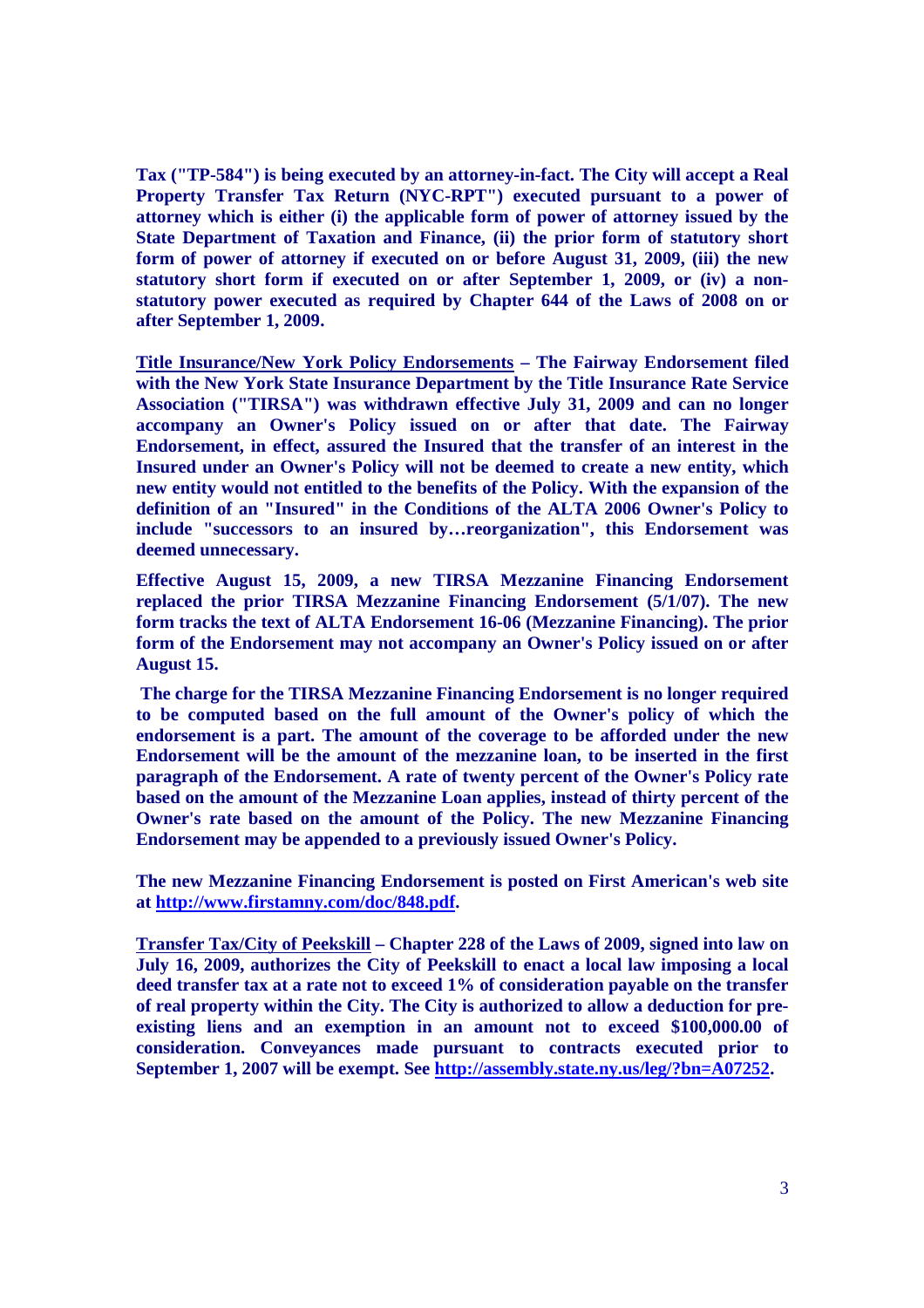**Tax ("TP-584") is being executed by an attorney-in-fact. The City will accept a Real Property Transfer Tax Return (NYC-RPT") executed pursuant to a power of attorney which is either (i) the applicable form of power of attorney issued by the State Department of Taxation and Finance, (ii) the prior form of statutory short form of power of attorney if executed on or before August 31, 2009, (iii) the new statutory short form if executed on or after September 1, 2009, or (iv) a non-statutory power executed as required by Chapter 644 of the Laws of 2008 on or after September 1, 2009.**

**<u>Title Insurance/New York Policy Endorsements</u> – The Fairway Endorsement filed with the New York State Insurance Department by the Title Insurance Rate Service Association ("TIRSA") was withdrawn effective July 31, 2009 and can no longer accompany an Owner's Policy issued on or after that date. The Fairway Endorsement, in effect, assured the Insured that the transfer of an interest in the Insured under an Owner's Policy will not be deemed to create a new entity, which new entity would not entitled to the benefits of the Policy. With the expansion of the definition of an "Insured" in the Conditions of the ALTA 2006 Owner's Policy to include "successors to an insured by…reorganization", this Endorsement was deemed unnecessary.**

**Effective August 15, 2009, a new TIRSA Mezzanine Financing Endorsement replaced the prior TIRSA Mezzanine Financing Endorsement (5/1/07). The new form tracks the text of ALTA Endorsement 16-06 (Mezzanine Financing). The prior form of the Endorsement may not accompany an Owner's Policy issued on or after August 15.**

**The charge for the TIRSA Mezzanine Financing Endorsement is no longer required to be computed based on the full amount of the Owner's policy of which the endorsement is a part. The amount of the coverage to be afforded under the new Endorsement will be the amount of the mezzanine loan, to be inserted in the first paragraph of the Endorsement. A rate of twenty percent of the Owner's Policy rate based on the amount of the Mezzanine Loan applies, instead of thirty percent of the Owner's rate based on the amount of the Policy. The new Mezzanine Financing Endorsement may be appended to a previously issued Owner's Policy.**

**The new Mezzanine Financing Endorsement is posted on First American's web site at [http://www.firstamny.com/doc/848.pdf](http://www.firstamny.com/doc/848.pdf).**

**<u>Transfer Tax/City of Peekskill</u> – Chapter 228 of the Laws of 2009, signed into law on July 16, 2009, authorizes the City of Peekskill to enact a local law imposing a local deed transfer tax at a rate not to exceed 1% of consideration payable on the transfer of real property within the City. The City is authorized to allow a deduction for pre-existing liens and an exemption in an amount not to exceed $100,000.00 of consideration. Conveyances made pursuant to contracts executed prior to September 1, 2007 will be exempt. See [http://assembly.state.ny.us/leg/?bn=A07252](http://assembly.state.ny.us/leg/?bn=A07252).**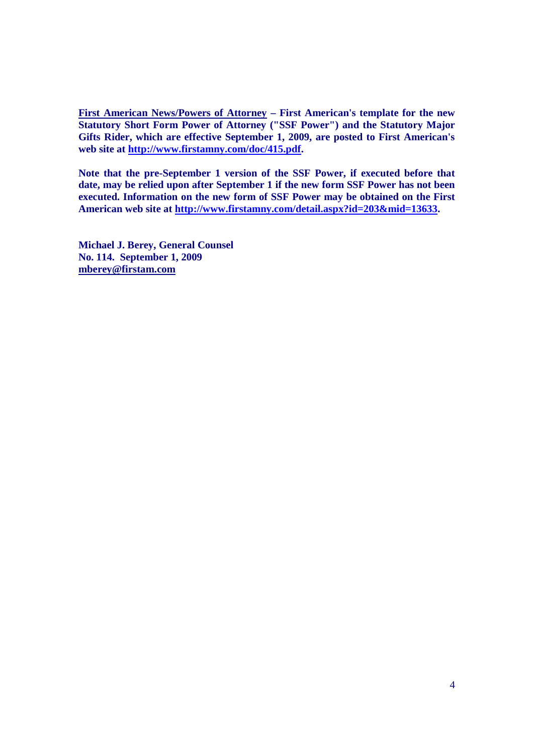**First American News/Powers of Attorney – First American's template for the new Statutory Short Form Power of Attorney ("SSF Power") and the Statutory Major Gifts Rider, which are effective September 1, 2009, are posted to First American's web site at http://www.firstamny.com/doc/415.pdf.**

**Note that the pre-September 1 version of the SSF Power, if executed before that date, may be relied upon after September 1 if the new form SSF Power has not been executed. Information on the new form of SSF Power may be obtained on the First American web site at http://www.firstamny.com/detail.aspx?id=203&mid=13633.**

**Michael J. Berey, General Counsel**
**No. 114. September 1, 2009**
**mberey@firstam.com**